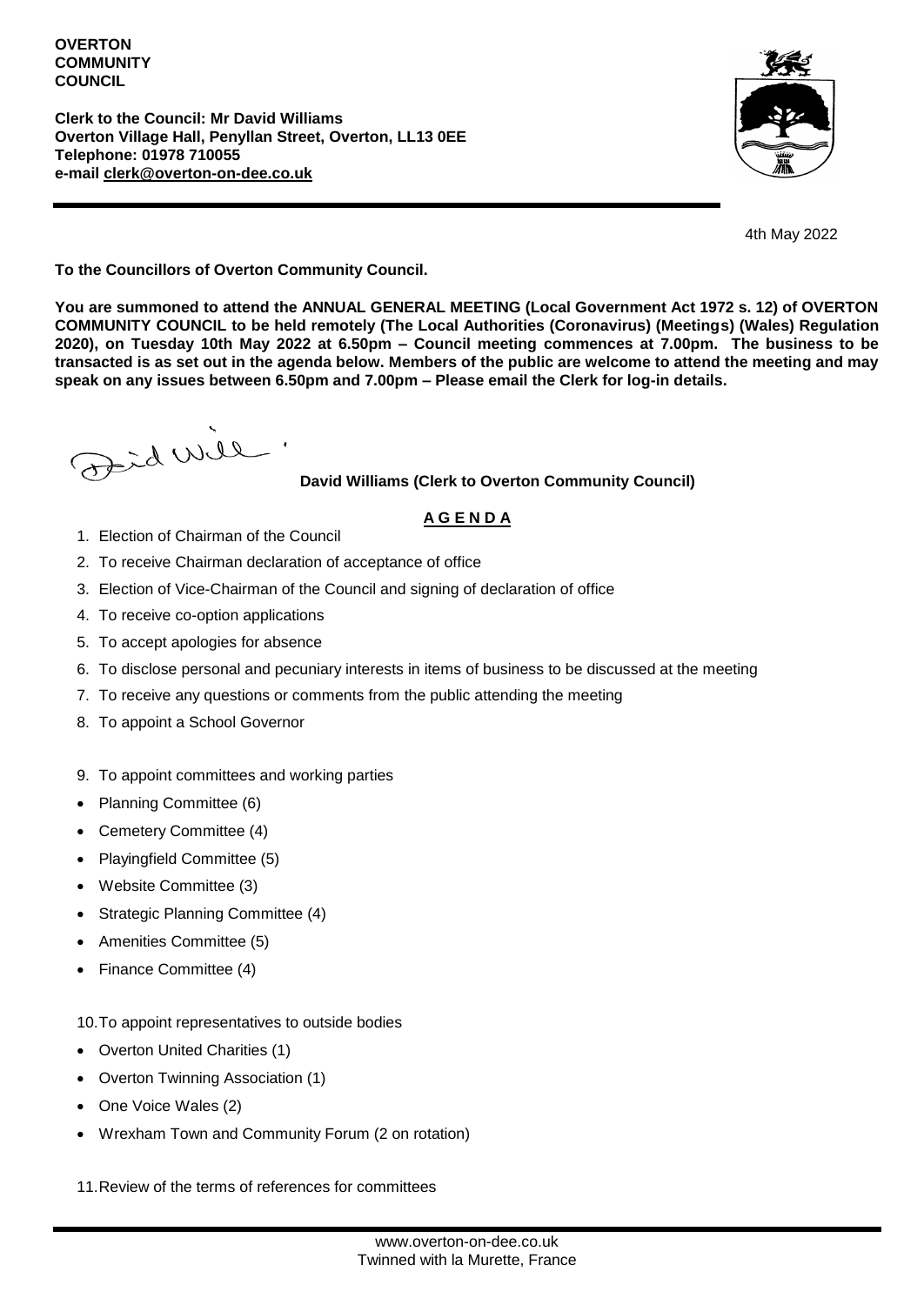**OVERTON COMMUNITY COUNCIL**

**Clerk to the Council: Mr David Williams**
**Overton Village Hall, Penyllan Street, Overton, LL13 0EE**
**Telephone: 01978 710055**
**e-mail clerk@overton-on-dee.co.uk**

4th May 2022

**To the Councillors of Overton Community Council.**

**You are summoned to attend the ANNUAL GENERAL MEETING (Local Government Act 1972 s. 12) of OVERTON COMMUNITY COUNCIL to be held remotely (The Local Authorities (Coronavirus) (Meetings) (Wales) Regulation 2020), on Tuesday 10th May 2022 at 6.50pm – Council meeting commences at 7.00pm. The business to be transacted is as set out in the agenda below. Members of the public are welcome to attend the meeting and may speak on any issues between 6.50pm and 7.00pm – Please email the Clerk for log-in details.**

**David Williams (Clerk to Overton Community Council)**

## A G E N D A

1. Election of Chairman of the Council
2. To receive Chairman declaration of acceptance of office
3. Election of Vice-Chairman of the Council and signing of declaration of office
4. To receive co-option applications
5. To accept apologies for absence
6. To disclose personal and pecuniary interests in items of business to be discussed at the meeting
7. To receive any questions or comments from the public attending the meeting
8. To appoint a School Governor
9. To appoint committees and working parties

- Planning Committee (6)
- Cemetery Committee (4)
- Playingfield Committee (5)
- Website Committee (3)
- Strategic Planning Committee (4)
- Amenities Committee (5)
- Finance Committee (4)

10. To appoint representatives to outside bodies

- Overton United Charities (1)
- Overton Twinning Association (1)
- One Voice Wales (2)
- Wrexham Town and Community Forum (2 on rotation)

11. Review of the terms of references for committees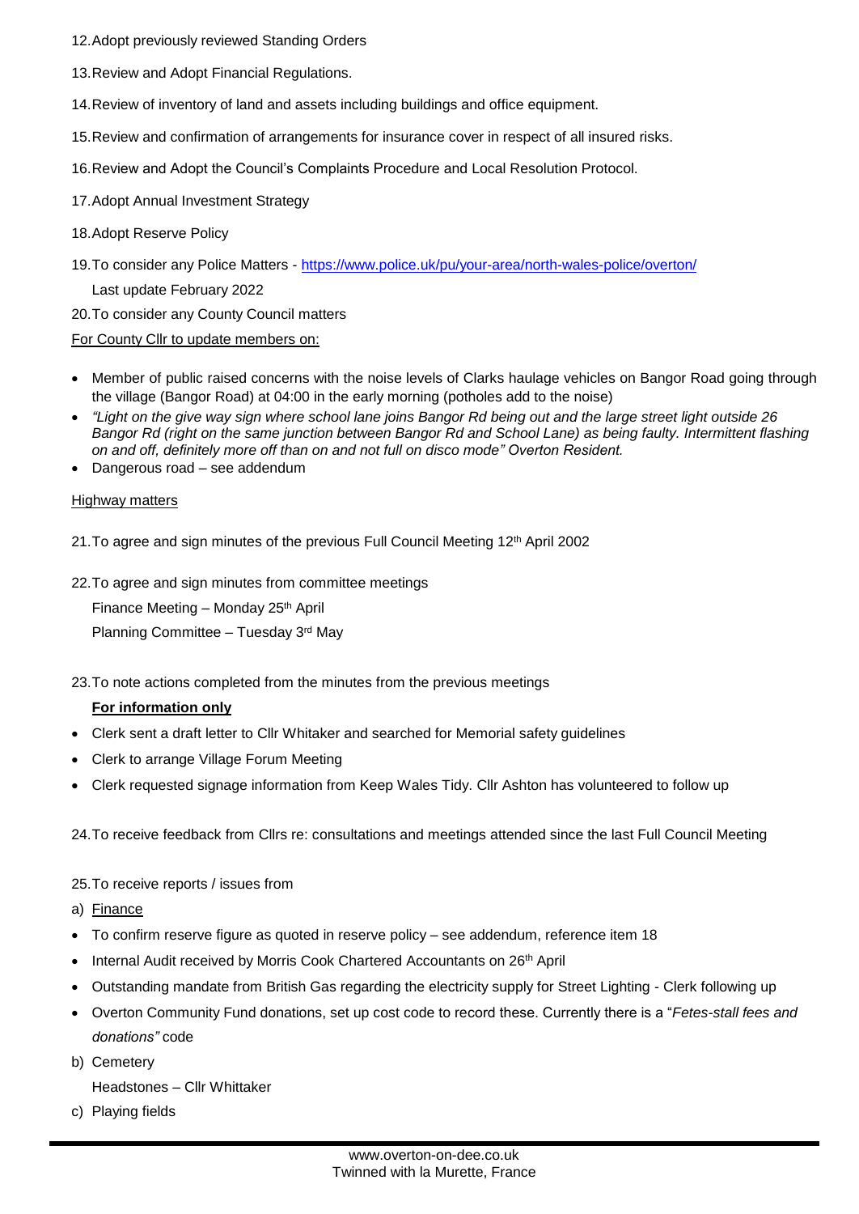12. Adopt previously reviewed Standing Orders

13. Review and Adopt Financial Regulations.

14. Review of inventory of land and assets including buildings and office equipment.

15. Review and confirmation of arrangements for insurance cover in respect of all insured risks.

16. Review and Adopt the Council's Complaints Procedure and Local Resolution Protocol.

17. Adopt Annual Investment Strategy

18. Adopt Reserve Policy

19. To consider any Police Matters - https://www.police.uk/pu/your-area/north-wales-police/overton/

    Last update February 2022

20. To consider any County Council matters

<u>For County Cllr to update members on:</u>

- Member of public raised concerns with the noise levels of Clarks haulage vehicles on Bangor Road going through the village (Bangor Road) at 04:00 in the early morning (potholes add to the noise)
- *"Light on the give way sign where school lane joins Bangor Rd being out and the large street light outside 26 Bangor Rd (right on the same junction between Bangor Rd and School Lane) as being faulty. Intermittent flashing on and off, definitely more off than on and not full on disco mode" Overton Resident.*
- Dangerous road – see addendum

<u>Highway matters</u>

21. To agree and sign minutes of the previous Full Council Meeting 12th April 2002

22. To agree and sign minutes from committee meetings

    Finance Meeting – Monday 25th April

    Planning Committee – Tuesday 3rd May

23. To note actions completed from the minutes from the previous meetings

    **<u>For information only</u>**

- Clerk sent a draft letter to Cllr Whitaker and searched for Memorial safety guidelines
- Clerk to arrange Village Forum Meeting
- Clerk requested signage information from Keep Wales Tidy. Cllr Ashton has volunteered to follow up

24. To receive feedback from Cllrs re: consultations and meetings attended since the last Full Council Meeting

25. To receive reports / issues from

a) <u>Finance</u>

- To confirm reserve figure as quoted in reserve policy – see addendum, reference item 18
- Internal Audit received by Morris Cook Chartered Accountants on 26th April
- Outstanding mandate from British Gas regarding the electricity supply for Street Lighting - Clerk following up
- Overton Community Fund donations, set up cost code to record these. Currently there is a "*Fetes-stall fees and donations"* code

b) Cemetery

   Headstones – Cllr Whittaker

c) Playing fields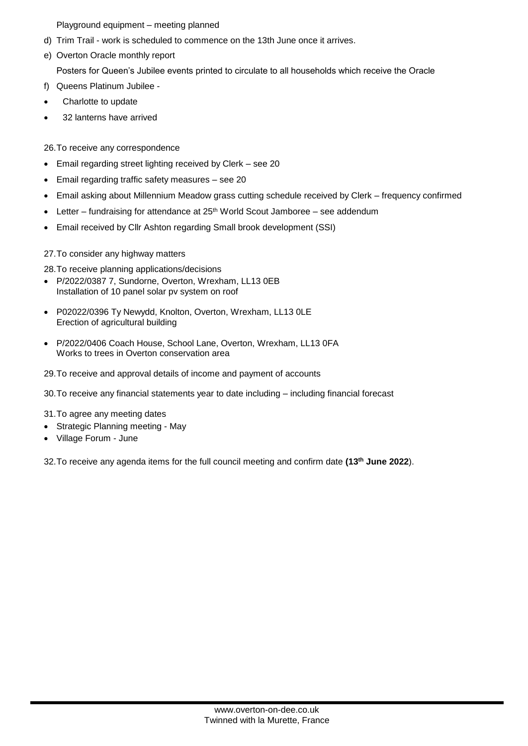Playground equipment – meeting planned

d) Trim Trail - work is scheduled to commence on the 13th June once it arrives.
e) Overton Oracle monthly report

   Posters for Queen's Jubilee events printed to circulate to all households which receive the Oracle
f) Queens Platinum Jubilee -

- Charlotte to update
- 32 lanterns have arrived

26. To receive any correspondence

- Email regarding street lighting received by Clerk – see 20
- Email regarding traffic safety measures – see 20
- Email asking about Millennium Meadow grass cutting schedule received by Clerk – frequency confirmed
- Letter – fundraising for attendance at 25th World Scout Jamboree – see addendum
- Email received by Cllr Ashton regarding Small brook development (SSI)

27. To consider any highway matters

28. To receive planning applications/decisions

- P/2022/0387 7, Sundorne, Overton, Wrexham, LL13 0EB
  Installation of 10 panel solar pv system on roof
- P02022/0396 Ty Newydd, Knolton, Overton, Wrexham, LL13 0LE
  Erection of agricultural building
- P/2022/0406 Coach House, School Lane, Overton, Wrexham, LL13 0FA
  Works to trees in Overton conservation area

29. To receive and approval details of income and payment of accounts

30. To receive any financial statements year to date including – including financial forecast

31. To agree any meeting dates

- Strategic Planning meeting - May
- Village Forum - June

32. To receive any agenda items for the full council meeting and confirm date **(13th June 2022**).

www.overton-on-dee.co.uk
Twinned with la Murette, France